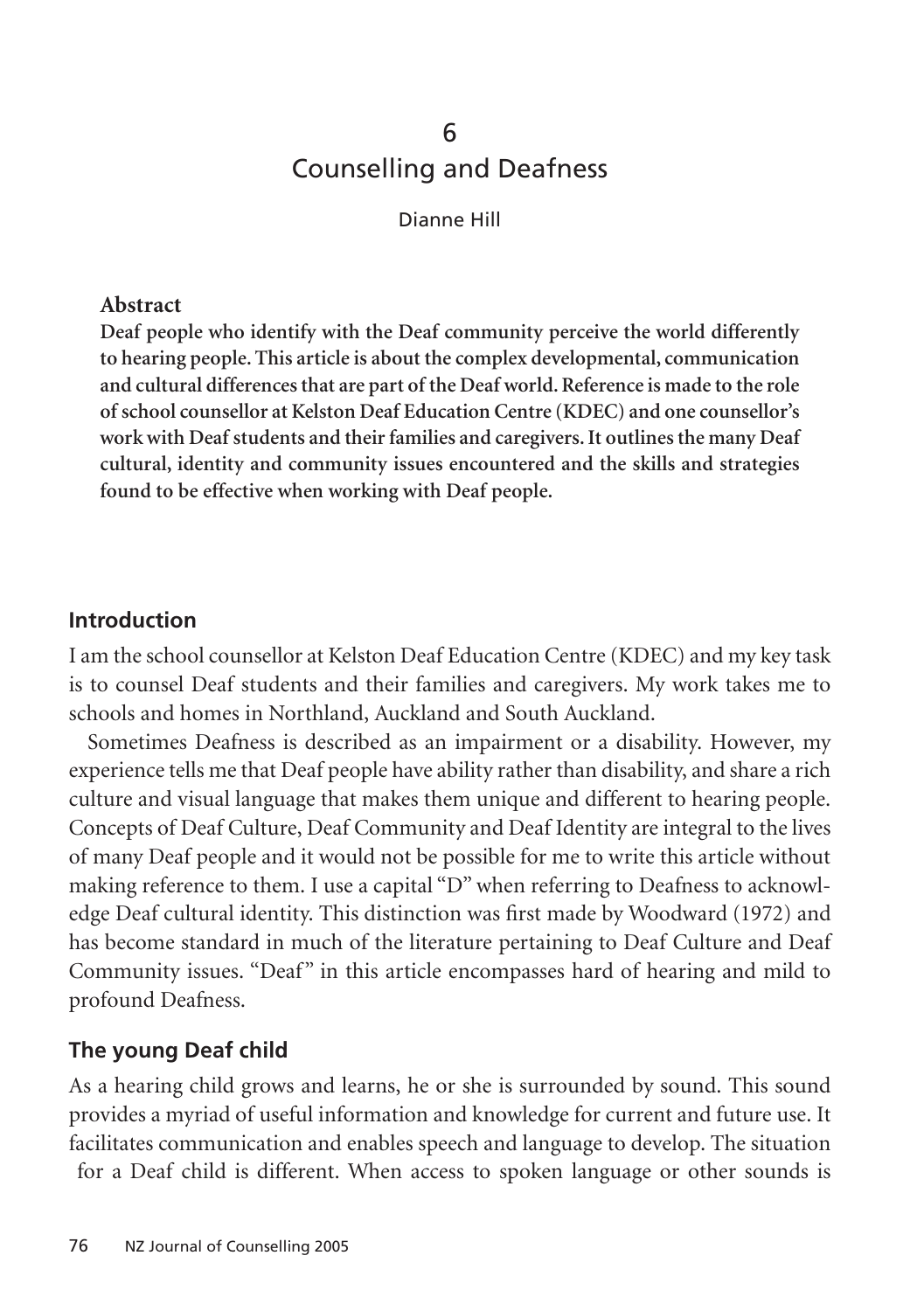# 6
# Counselling and Deafness

Dianne Hill

**Abstract**

**Deaf people who identify with the Deaf community perceive the world differently to hearing people. This article is about the complex developmental, communication and cultural differences that are part of the Deaf world. Reference is made to the role of school counsellor at Kelston Deaf Education Centre (KDEC) and one counsellor's work with Deaf students and their families and caregivers. It outlines the many Deaf cultural, identity and community issues encountered and the skills and strategies found to be effective when working with Deaf people.**

## Introduction

I am the school counsellor at Kelston Deaf Education Centre (KDEC) and my key task is to counsel Deaf students and their families and caregivers. My work takes me to schools and homes in Northland, Auckland and South Auckland.

Sometimes Deafness is described as an impairment or a disability. However, my experience tells me that Deaf people have ability rather than disability, and share a rich culture and visual language that makes them unique and different to hearing people. Concepts of Deaf Culture, Deaf Community and Deaf Identity are integral to the lives of many Deaf people and it would not be possible for me to write this article without making reference to them. I use a capital "D" when referring to Deafness to acknowledge Deaf cultural identity. This distinction was first made by Woodward (1972) and has become standard in much of the literature pertaining to Deaf Culture and Deaf Community issues. "Deaf" in this article encompasses hard of hearing and mild to profound Deafness.

## The young Deaf child

As a hearing child grows and learns, he or she is surrounded by sound. This sound provides a myriad of useful information and knowledge for current and future use. It facilitates communication and enables speech and language to develop. The situation for a Deaf child is different. When access to spoken language or other sounds is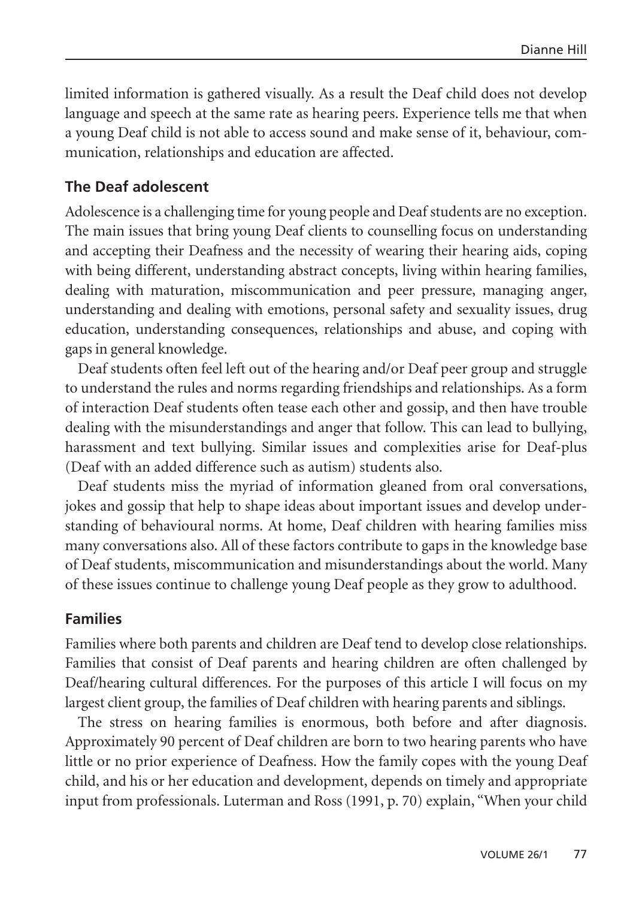limited information is gathered visually. As a result the Deaf child does not develop language and speech at the same rate as hearing peers. Experience tells me that when a young Deaf child is not able to access sound and make sense of it, behaviour, communication, relationships and education are affected.

## The Deaf adolescent

Adolescence is a challenging time for young people and Deaf students are no exception. The main issues that bring young Deaf clients to counselling focus on understanding and accepting their Deafness and the necessity of wearing their hearing aids, coping with being different, understanding abstract concepts, living within hearing families, dealing with maturation, miscommunication and peer pressure, managing anger, understanding and dealing with emotions, personal safety and sexuality issues, drug education, understanding consequences, relationships and abuse, and coping with gaps in general knowledge.

Deaf students often feel left out of the hearing and/or Deaf peer group and struggle to understand the rules and norms regarding friendships and relationships. As a form of interaction Deaf students often tease each other and gossip, and then have trouble dealing with the misunderstandings and anger that follow. This can lead to bullying, harassment and text bullying. Similar issues and complexities arise for Deaf-plus (Deaf with an added difference such as autism) students also.

Deaf students miss the myriad of information gleaned from oral conversations, jokes and gossip that help to shape ideas about important issues and develop understanding of behavioural norms. At home, Deaf children with hearing families miss many conversations also. All of these factors contribute to gaps in the knowledge base of Deaf students, miscommunication and misunderstandings about the world. Many of these issues continue to challenge young Deaf people as they grow to adulthood.

## Families

Families where both parents and children are Deaf tend to develop close relationships. Families that consist of Deaf parents and hearing children are often challenged by Deaf/hearing cultural differences. For the purposes of this article I will focus on my largest client group, the families of Deaf children with hearing parents and siblings.

The stress on hearing families is enormous, both before and after diagnosis. Approximately 90 percent of Deaf children are born to two hearing parents who have little or no prior experience of Deafness. How the family copes with the young Deaf child, and his or her education and development, depends on timely and appropriate input from professionals. Luterman and Ross (1991, p. 70) explain, "When your child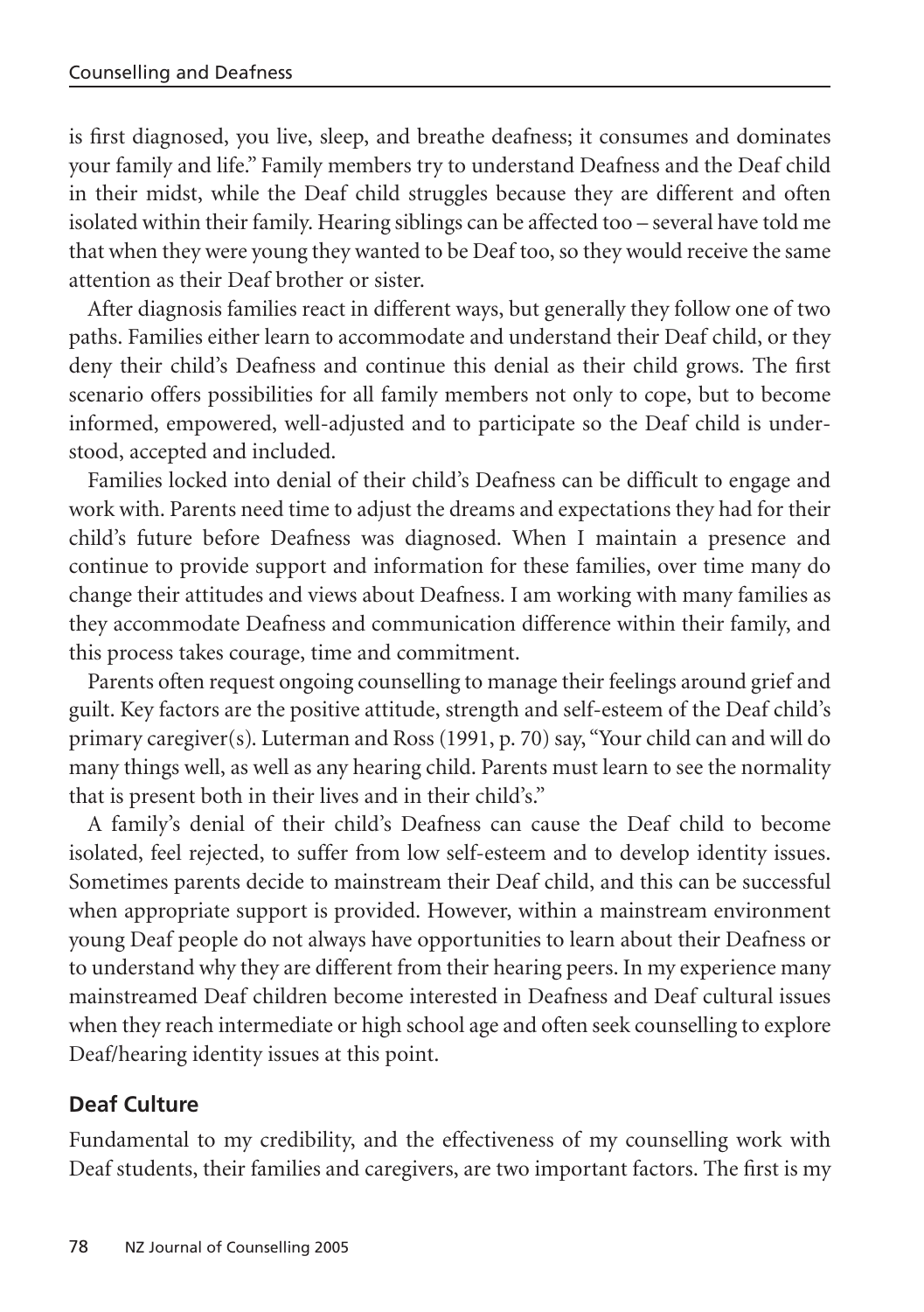is first diagnosed, you live, sleep, and breathe deafness; it consumes and dominates your family and life." Family members try to understand Deafness and the Deaf child in their midst, while the Deaf child struggles because they are different and often isolated within their family. Hearing siblings can be affected too – several have told me that when they were young they wanted to be Deaf too, so they would receive the same attention as their Deaf brother or sister.

After diagnosis families react in different ways, but generally they follow one of two paths. Families either learn to accommodate and understand their Deaf child, or they deny their child's Deafness and continue this denial as their child grows. The first scenario offers possibilities for all family members not only to cope, but to become informed, empowered, well-adjusted and to participate so the Deaf child is understood, accepted and included.

Families locked into denial of their child's Deafness can be difficult to engage and work with. Parents need time to adjust the dreams and expectations they had for their child's future before Deafness was diagnosed. When I maintain a presence and continue to provide support and information for these families, over time many do change their attitudes and views about Deafness. I am working with many families as they accommodate Deafness and communication difference within their family, and this process takes courage, time and commitment.

Parents often request ongoing counselling to manage their feelings around grief and guilt. Key factors are the positive attitude, strength and self-esteem of the Deaf child's primary caregiver(s). Luterman and Ross (1991, p. 70) say, "Your child can and will do many things well, as well as any hearing child. Parents must learn to see the normality that is present both in their lives and in their child's."

A family's denial of their child's Deafness can cause the Deaf child to become isolated, feel rejected, to suffer from low self-esteem and to develop identity issues. Sometimes parents decide to mainstream their Deaf child, and this can be successful when appropriate support is provided. However, within a mainstream environment young Deaf people do not always have opportunities to learn about their Deafness or to understand why they are different from their hearing peers. In my experience many mainstreamed Deaf children become interested in Deafness and Deaf cultural issues when they reach intermediate or high school age and often seek counselling to explore Deaf/hearing identity issues at this point.

## Deaf Culture

Fundamental to my credibility, and the effectiveness of my counselling work with Deaf students, their families and caregivers, are two important factors. The first is my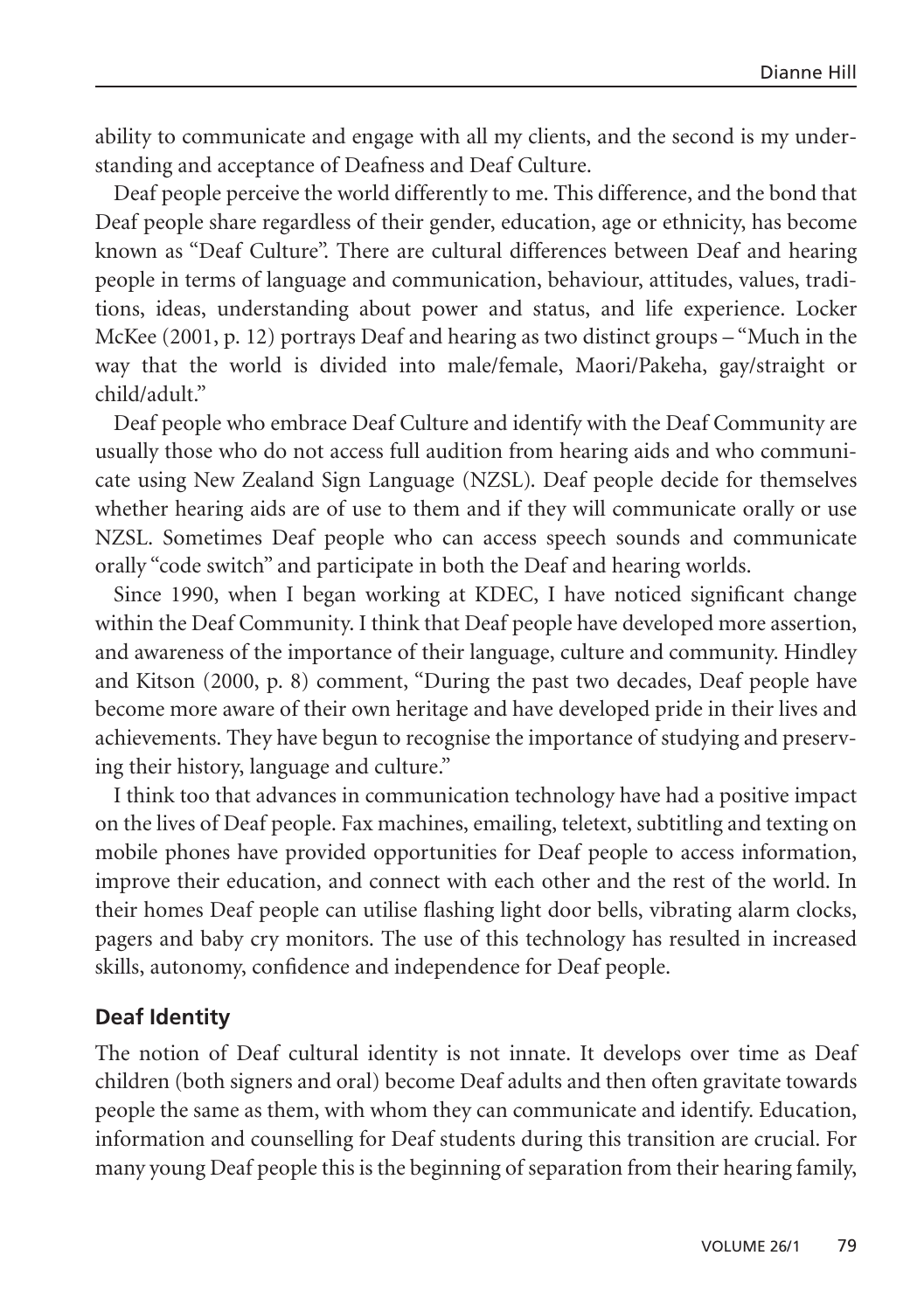ability to communicate and engage with all my clients, and the second is my understanding and acceptance of Deafness and Deaf Culture.

Deaf people perceive the world differently to me. This difference, and the bond that Deaf people share regardless of their gender, education, age or ethnicity, has become known as "Deaf Culture". There are cultural differences between Deaf and hearing people in terms of language and communication, behaviour, attitudes, values, traditions, ideas, understanding about power and status, and life experience. Locker McKee (2001, p. 12) portrays Deaf and hearing as two distinct groups – "Much in the way that the world is divided into male/female, Maori/Pakeha, gay/straight or child/adult."

Deaf people who embrace Deaf Culture and identify with the Deaf Community are usually those who do not access full audition from hearing aids and who communicate using New Zealand Sign Language (NZSL). Deaf people decide for themselves whether hearing aids are of use to them and if they will communicate orally or use NZSL. Sometimes Deaf people who can access speech sounds and communicate orally "code switch" and participate in both the Deaf and hearing worlds.

Since 1990, when I began working at KDEC, I have noticed significant change within the Deaf Community. I think that Deaf people have developed more assertion, and awareness of the importance of their language, culture and community. Hindley and Kitson (2000, p. 8) comment, "During the past two decades, Deaf people have become more aware of their own heritage and have developed pride in their lives and achievements. They have begun to recognise the importance of studying and preserving their history, language and culture."

I think too that advances in communication technology have had a positive impact on the lives of Deaf people. Fax machines, emailing, teletext, subtitling and texting on mobile phones have provided opportunities for Deaf people to access information, improve their education, and connect with each other and the rest of the world. In their homes Deaf people can utilise flashing light door bells, vibrating alarm clocks, pagers and baby cry monitors. The use of this technology has resulted in increased skills, autonomy, confidence and independence for Deaf people.

## Deaf Identity

The notion of Deaf cultural identity is not innate. It develops over time as Deaf children (both signers and oral) become Deaf adults and then often gravitate towards people the same as them, with whom they can communicate and identify. Education, information and counselling for Deaf students during this transition are crucial. For many young Deaf people this is the beginning of separation from their hearing family,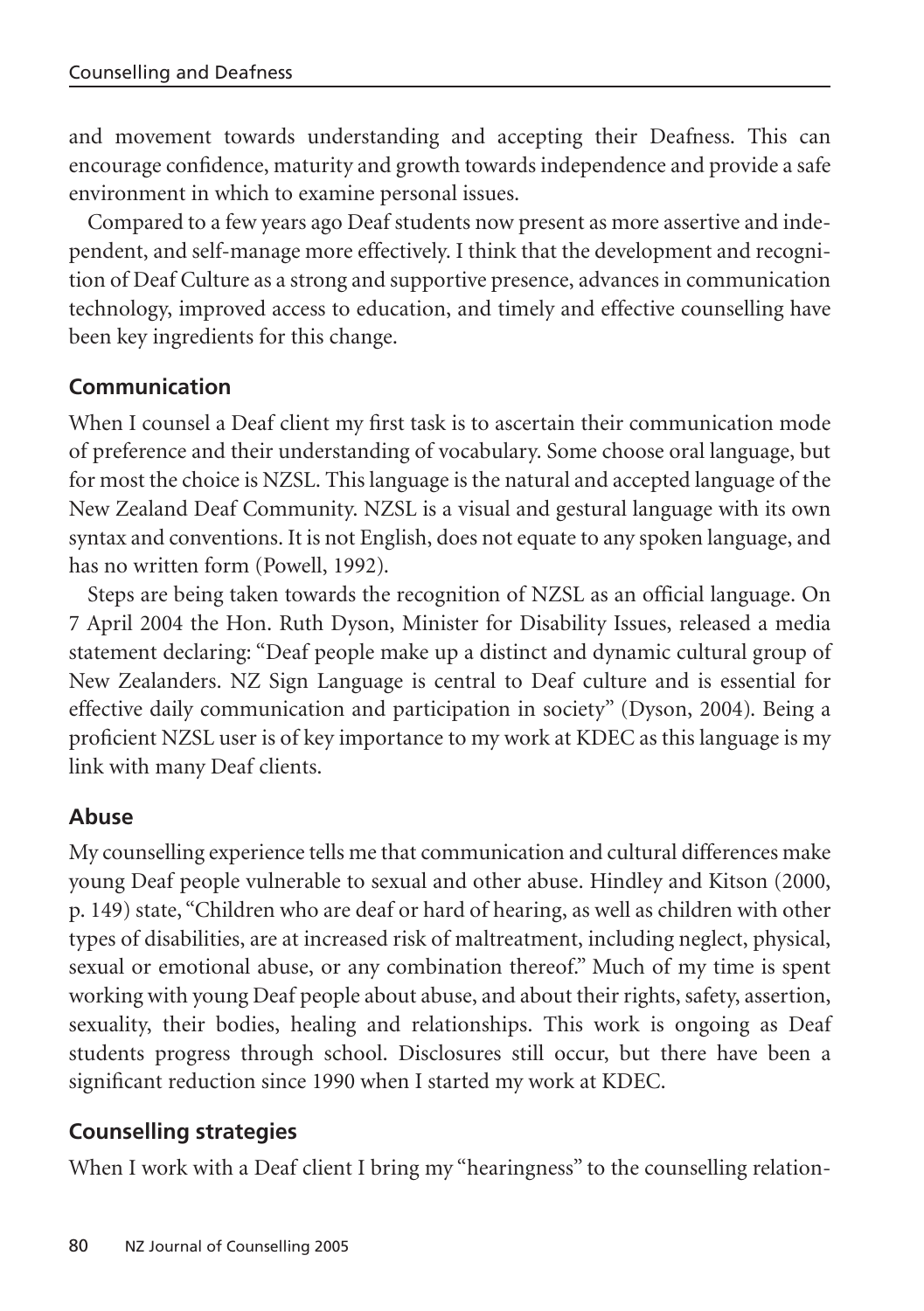and movement towards understanding and accepting their Deafness. This can encourage confidence, maturity and growth towards independence and provide a safe environment in which to examine personal issues.

Compared to a few years ago Deaf students now present as more assertive and independent, and self-manage more effectively. I think that the development and recognition of Deaf Culture as a strong and supportive presence, advances in communication technology, improved access to education, and timely and effective counselling have been key ingredients for this change.

## Communication

When I counsel a Deaf client my first task is to ascertain their communication mode of preference and their understanding of vocabulary. Some choose oral language, but for most the choice is NZSL. This language is the natural and accepted language of the New Zealand Deaf Community. NZSL is a visual and gestural language with its own syntax and conventions. It is not English, does not equate to any spoken language, and has no written form (Powell, 1992).

Steps are being taken towards the recognition of NZSL as an official language. On 7 April 2004 the Hon. Ruth Dyson, Minister for Disability Issues, released a media statement declaring: "Deaf people make up a distinct and dynamic cultural group of New Zealanders. NZ Sign Language is central to Deaf culture and is essential for effective daily communication and participation in society" (Dyson, 2004). Being a proficient NZSL user is of key importance to my work at KDEC as this language is my link with many Deaf clients.

## Abuse

My counselling experience tells me that communication and cultural differences make young Deaf people vulnerable to sexual and other abuse. Hindley and Kitson (2000, p. 149) state, "Children who are deaf or hard of hearing, as well as children with other types of disabilities, are at increased risk of maltreatment, including neglect, physical, sexual or emotional abuse, or any combination thereof." Much of my time is spent working with young Deaf people about abuse, and about their rights, safety, assertion, sexuality, their bodies, healing and relationships. This work is ongoing as Deaf students progress through school. Disclosures still occur, but there have been a significant reduction since 1990 when I started my work at KDEC.

## Counselling strategies

When I work with a Deaf client I bring my "hearingness" to the counselling relation-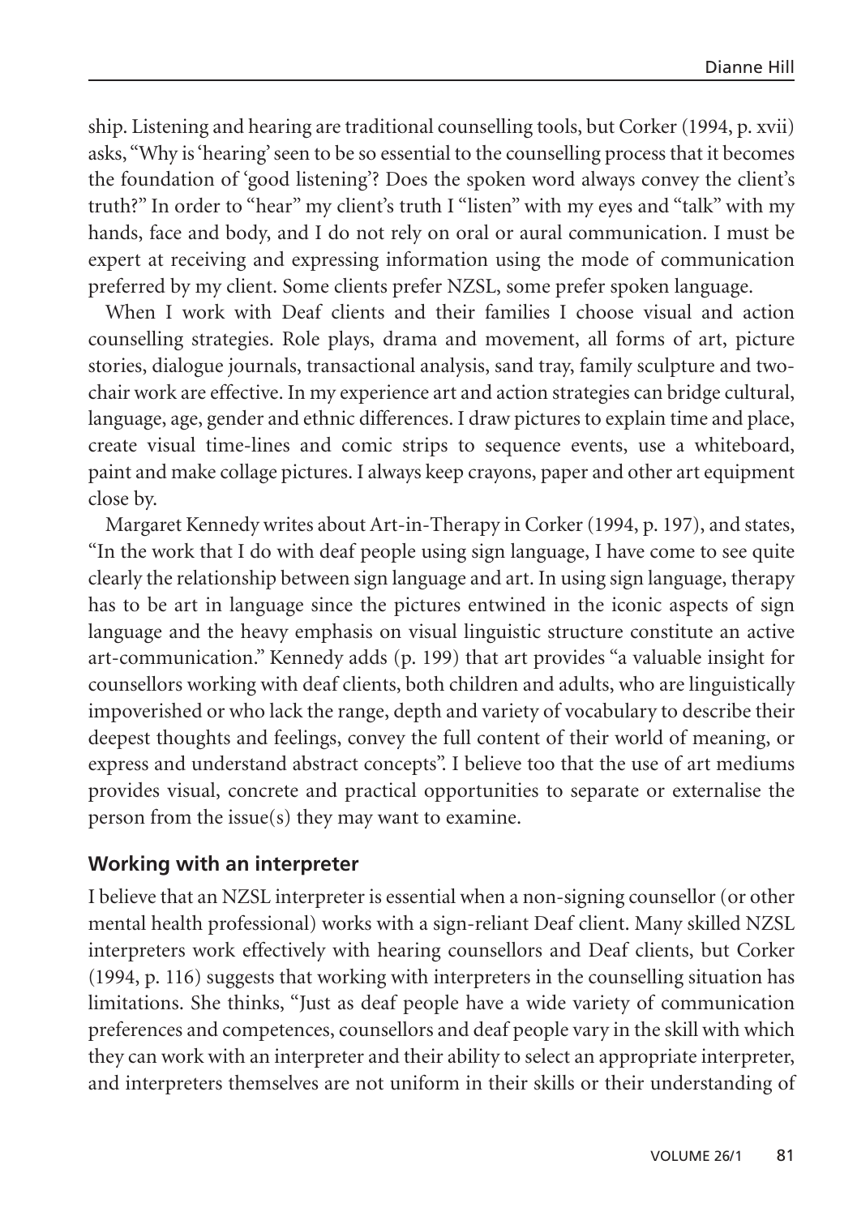ship. Listening and hearing are traditional counselling tools, but Corker (1994, p. xvii) asks, "Why is 'hearing' seen to be so essential to the counselling process that it becomes the foundation of 'good listening'? Does the spoken word always convey the client's truth?" In order to "hear" my client's truth I "listen" with my eyes and "talk" with my hands, face and body, and I do not rely on oral or aural communication. I must be expert at receiving and expressing information using the mode of communication preferred by my client. Some clients prefer NZSL, some prefer spoken language.

When I work with Deaf clients and their families I choose visual and action counselling strategies. Role plays, drama and movement, all forms of art, picture stories, dialogue journals, transactional analysis, sand tray, family sculpture and two-chair work are effective. In my experience art and action strategies can bridge cultural, language, age, gender and ethnic differences. I draw pictures to explain time and place, create visual time-lines and comic strips to sequence events, use a whiteboard, paint and make collage pictures. I always keep crayons, paper and other art equipment close by.

Margaret Kennedy writes about Art-in-Therapy in Corker (1994, p. 197), and states, "In the work that I do with deaf people using sign language, I have come to see quite clearly the relationship between sign language and art. In using sign language, therapy has to be art in language since the pictures entwined in the iconic aspects of sign language and the heavy emphasis on visual linguistic structure constitute an active art-communication." Kennedy adds (p. 199) that art provides "a valuable insight for counsellors working with deaf clients, both children and adults, who are linguistically impoverished or who lack the range, depth and variety of vocabulary to describe their deepest thoughts and feelings, convey the full content of their world of meaning, or express and understand abstract concepts". I believe too that the use of art mediums provides visual, concrete and practical opportunities to separate or externalise the person from the issue(s) they may want to examine.

## Working with an interpreter

I believe that an NZSL interpreter is essential when a non-signing counsellor (or other mental health professional) works with a sign-reliant Deaf client. Many skilled NZSL interpreters work effectively with hearing counsellors and Deaf clients, but Corker (1994, p. 116) suggests that working with interpreters in the counselling situation has limitations. She thinks, "Just as deaf people have a wide variety of communication preferences and competences, counsellors and deaf people vary in the skill with which they can work with an interpreter and their ability to select an appropriate interpreter, and interpreters themselves are not uniform in their skills or their understanding of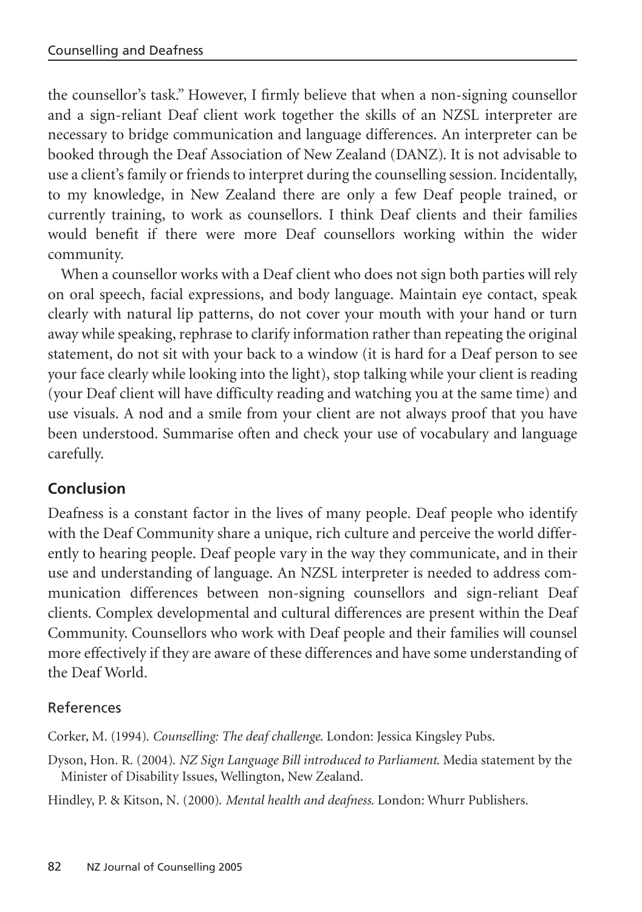the counsellor's task." However, I firmly believe that when a non-signing counsellor and a sign-reliant Deaf client work together the skills of an NZSL interpreter are necessary to bridge communication and language differences. An interpreter can be booked through the Deaf Association of New Zealand (DANZ). It is not advisable to use a client's family or friends to interpret during the counselling session. Incidentally, to my knowledge, in New Zealand there are only a few Deaf people trained, or currently training, to work as counsellors. I think Deaf clients and their families would benefit if there were more Deaf counsellors working within the wider community.

When a counsellor works with a Deaf client who does not sign both parties will rely on oral speech, facial expressions, and body language. Maintain eye contact, speak clearly with natural lip patterns, do not cover your mouth with your hand or turn away while speaking, rephrase to clarify information rather than repeating the original statement, do not sit with your back to a window (it is hard for a Deaf person to see your face clearly while looking into the light), stop talking while your client is reading (your Deaf client will have difficulty reading and watching you at the same time) and use visuals. A nod and a smile from your client are not always proof that you have been understood. Summarise often and check your use of vocabulary and language carefully.

## Conclusion

Deafness is a constant factor in the lives of many people. Deaf people who identify with the Deaf Community share a unique, rich culture and perceive the world differently to hearing people. Deaf people vary in the way they communicate, and in their use and understanding of language. An NZSL interpreter is needed to address communication differences between non-signing counsellors and sign-reliant Deaf clients. Complex developmental and cultural differences are present within the Deaf Community. Counsellors who work with Deaf people and their families will counsel more effectively if they are aware of these differences and have some understanding of the Deaf World.

### References

Corker, M. (1994). *Counselling: The deaf challenge*. London: Jessica Kingsley Pubs.

Dyson, Hon. R. (2004). *NZ Sign Language Bill introduced to Parliament*. Media statement by the Minister of Disability Issues, Wellington, New Zealand.

Hindley, P. & Kitson, N. (2000). *Mental health and deafness*. London: Whurr Publishers.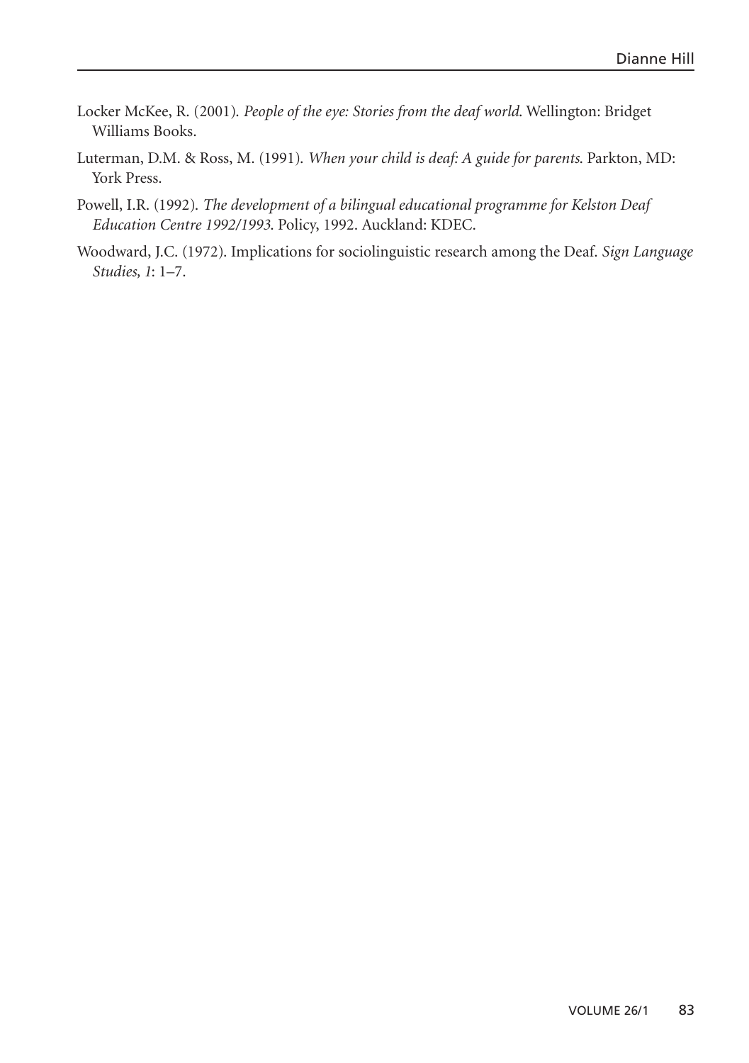Locker McKee, R. (2001). *People of the eye: Stories from the deaf world*. Wellington: Bridget Williams Books.

Luterman, D.M. & Ross, M. (1991). *When your child is deaf: A guide for parents*. Parkton, MD: York Press.

Powell, I.R. (1992). *The development of a bilingual educational programme for Kelston Deaf Education Centre 1992/1993*. Policy, 1992. Auckland: KDEC.

Woodward, J.C. (1972). Implications for sociolinguistic research among the Deaf. *Sign Language Studies, 1*: 1–7.